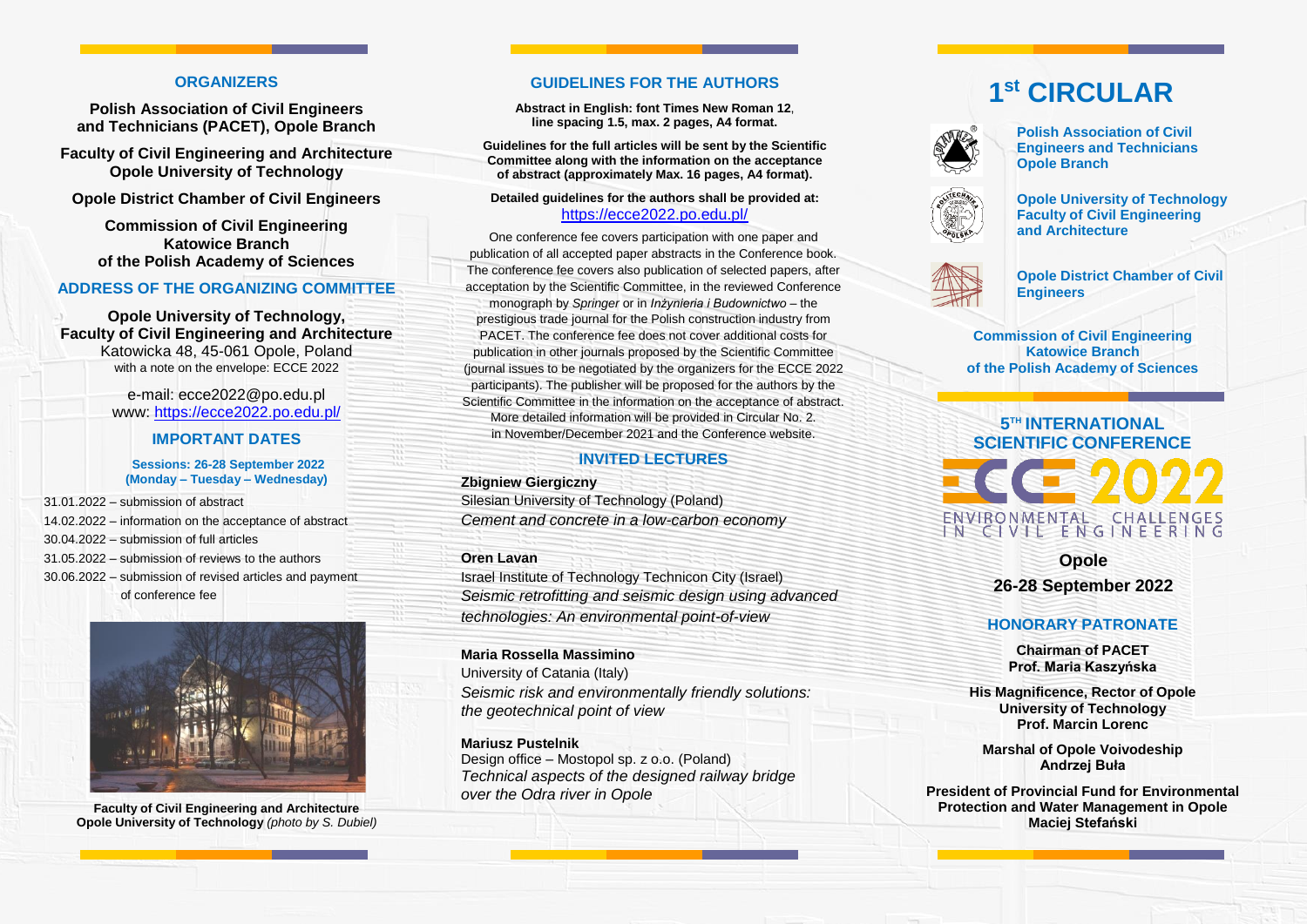## ORGANIZERS

**Polish Association of Civil Engineers and Technicians (PACET), Opole Branch**

**Faculty of Civil Engineering and Architecture Opole University of Technology**

**Opole District Chamber of Civil Engineers**

**Commission of Civil Engineering Katowice Branch of the Polish Academy of Sciences**

## ADDRESS OF THE ORGANIZING COMMITTEE

**Opole University of Technology, Faculty of Civil Engineering and Architecture**
Katowicka 48, 45-061 Opole, Poland
with a note on the envelope: ECCE 2022

e-mail: ecce2022@po.edu.pl
www: https://ecce2022.po.edu.pl/

## IMPORTANT DATES

**Sessions: 26-28 September 2022 (Monday – Tuesday – Wednesday)**

31.01.2022 – submission of abstract
14.02.2022 – information on the acceptance of abstract
30.04.2022 – submission of full articles
31.05.2022 – submission of reviews to the authors
30.06.2022 – submission of revised articles and payment of conference fee

**Faculty of Civil Engineering and Architecture Opole University of Technology** *(photo by S. Dubiel)*

## GUIDELINES FOR THE AUTHORS

**Abstract in English: font Times New Roman 12, line spacing 1.5, max. 2 pages, A4 format.**

**Guidelines for the full articles will be sent by the Scientific Committee along with the information on the acceptance of abstract (approximately Max. 16 pages, A4 format).**

**Detailed guidelines for the authors shall be provided at:**
https://ecce2022.po.edu.pl/

One conference fee covers participation with one paper and publication of all accepted paper abstracts in the Conference book. The conference fee covers also publication of selected papers, after acceptation by the Scientific Committee, in the reviewed Conference monograph by *Springer* or in *Inżynieria i Budownictwo* – the prestigious trade journal for the Polish construction industry from PACET. The conference fee does not cover additional costs for publication in other journals proposed by the Scientific Committee (journal issues to be negotiated by the organizers for the ECCE 2022 participants). The publisher will be proposed for the authors by the Scientific Committee in the information on the acceptance of abstract. More detailed information will be provided in Circular No. 2. in November/December 2021 and the Conference website.

## INVITED LECTURES

**Zbigniew Giergiczny**
Silesian University of Technology (Poland)
*Cement and concrete in a low-carbon economy*

**Oren Lavan**
Israel Institute of Technology Technicon City (Israel)
*Seismic retrofitting and seismic design using advanced technologies: An environmental point-of-view*

**Maria Rossella Massimino**
University of Catania (Italy)
*Seismic risk and environmentally friendly solutions: the geotechnical point of view*

**Mariusz Pustelnik**
Design office – Mostopol sp. z o.o. (Poland)
*Technical aspects of the designed railway bridge over the Odra river in Opole*

# 1st CIRCULAR

**Polish Association of Civil Engineers and Technicians Opole Branch**

**Opole University of Technology Faculty of Civil Engineering and Architecture**

**Opole District Chamber of Civil Engineers**

**Commission of Civil Engineering Katowice Branch of the Polish Academy of Sciences**

## 5TH INTERNATIONAL SCIENTIFIC CONFERENCE

# ECCE 2022

ENVIRONMENTAL CHALLENGES IN CIVIL ENGINEERING

**Opole**

**26-28 September 2022**

## HONORARY PATRONATE

**Chairman of PACET**
**Prof. Maria Kaszyńska**

**His Magnificence, Rector of Opole University of Technology**
**Prof. Marcin Lorenc**

**Marshal of Opole Voivodeship**
**Andrzej Buła**

**President of Provincial Fund for Environmental Protection and Water Management in Opole**
**Maciej Stefański**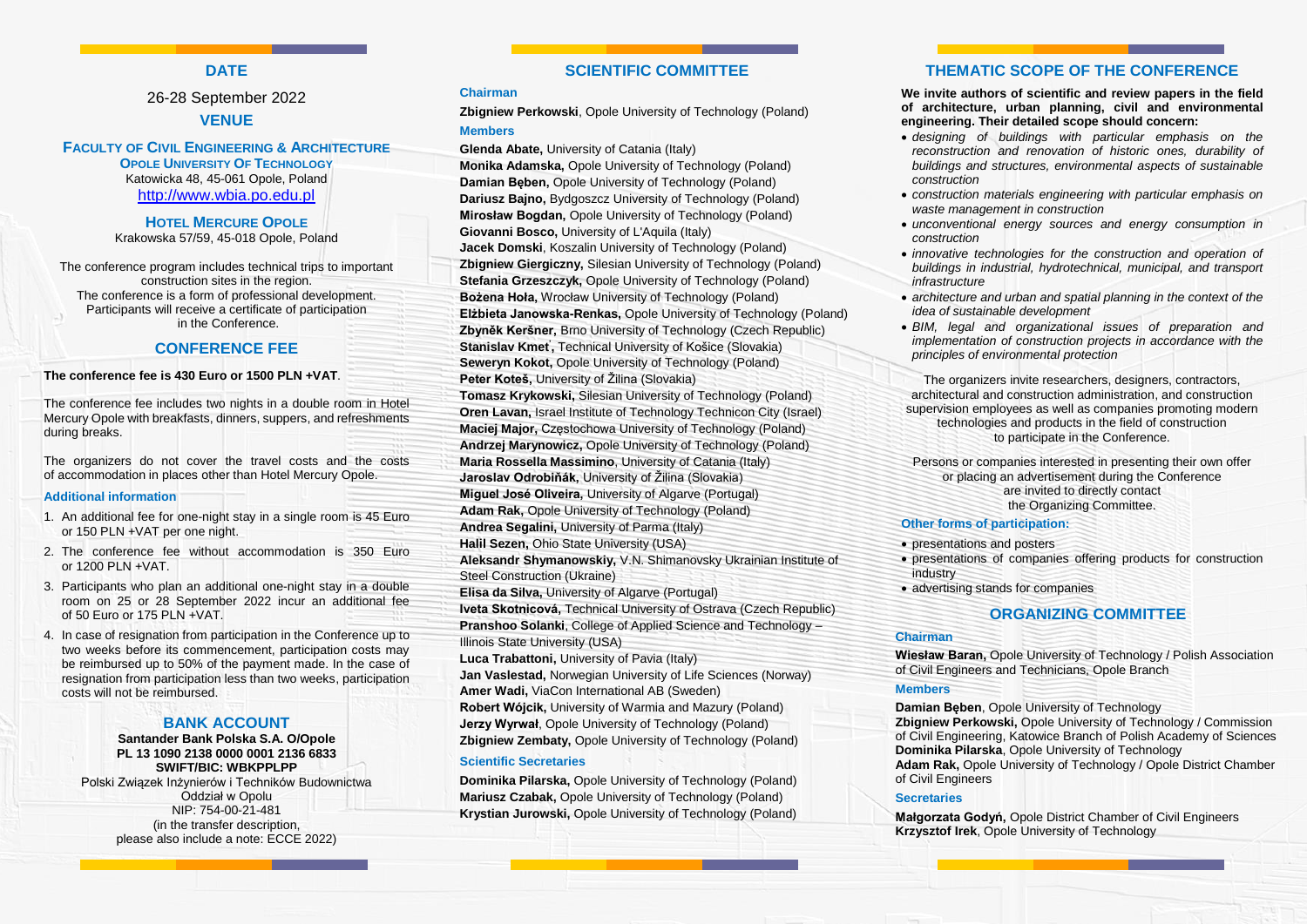## DATE

26-28 September 2022

## VENUE

### FACULTY OF CIVIL ENGINEERING & ARCHITECTURE

**OPOLE UNIVERSITY OF TECHNOLOGY**
Katowicka 48, 45-061 Opole, Poland
http://www.wbia.po.edu.pl

### HOTEL MERCURE OPOLE

Krakowska 57/59, 45-018 Opole, Poland

The conference program includes technical trips to important construction sites in the region.
The conference is a form of professional development.
Participants will receive a certificate of participation in the Conference.

## CONFERENCE FEE

**The conference fee is 430 Euro or 1500 PLN +VAT**.

The conference fee includes two nights in a double room in Hotel Mercury Opole with breakfasts, dinners, suppers, and refreshments during breaks.

The organizers do not cover the travel costs and the costs of accommodation in places other than Hotel Mercury Opole.

### Additional information

1. An additional fee for one-night stay in a single room is 45 Euro or 150 PLN +VAT per one night.
2. The conference fee without accommodation is 350 Euro or 1200 PLN +VAT.
3. Participants who plan an additional one-night stay in a double room on 25 or 28 September 2022 incur an additional fee of 50 Euro or 175 PLN +VAT.
4. In case of resignation from participation in the Conference up to two weeks before its commencement, participation costs may be reimbursed up to 50% of the payment made. In the case of resignation from participation less than two weeks, participation costs will not be reimbursed.

## BANK ACCOUNT

**Santander Bank Polska S.A. O/Opole**
**PL 13 1090 2138 0000 0001 2136 6833**
**SWIFT/BIC: WBKPPLPP**
Polski Związek Inżynierów i Techników Budownictwa
Oddział w Opolu
NIP: 754-00-21-481
(in the transfer description, please also include a note: ECCE 2022)

## SCIENTIFIC COMMITTEE

### Chairman

**Zbigniew Perkowski**, Opole University of Technology (Poland)

### Members

**Glenda Abate,** University of Catania (Italy)
**Monika Adamska,** Opole University of Technology (Poland)
**Damian Bęben,** Opole University of Technology (Poland)
**Dariusz Bajno,** Bydgoszcz University of Technology (Poland)
**Mirosław Bogdan,** Opole University of Technology (Poland)
**Giovanni Bosco,** University of L'Aquila (Italy)
**Jacek Domski**, Koszalin University of Technology (Poland)
**Zbigniew Giergiczny,** Silesian University of Technology (Poland)
**Stefania Grzeszczyk,** Opole University of Technology (Poland)
**Bożena Hoła,** Wrocław University of Technology (Poland)
**Elżbieta Janowska-Renkas,** Opole University of Technology (Poland)
**Zbyněk Keršner,** Brno University of Technology (Czech Republic)
**Stanislav Kmeť,** Technical University of Košice (Slovakia)
**Seweryn Kokot,** Opole University of Technology (Poland)
**Peter Koteš,** University of Žilina (Slovakia)
**Tomasz Krykowski,** Silesian University of Technology (Poland)
**Oren Lavan,** Israel Institute of Technology Technicon City (Israel)
**Maciej Major,** Częstochowa University of Technology (Poland)
**Andrzej Marynowicz,** Opole University of Technology (Poland)
**Maria Rossella Massimino**, University of Catania (Italy)
**Jaroslav Odrobiňák,** University of Žilina (Slovakia)
**Miguel José Oliveira,** University of Algarve (Portugal)
**Adam Rak,** Opole University of Technology (Poland)
**Andrea Segalini,** University of Parma (Italy)
**Halil Sezen,** Ohio State University (USA)
**Aleksandr Shymanowskiy,** V.N. Shimanovsky Ukrainian Institute of Steel Construction (Ukraine)
**Elisa da Silva,** University of Algarve (Portugal)
**Iveta Skotnicová,** Technical University of Ostrava (Czech Republic)
**Pranshoo Solanki**, College of Applied Science and Technology – Illinois State University (USA)
**Luca Trabattoni,** University of Pavia (Italy)
**Jan Vaslestad,** Norwegian University of Life Sciences (Norway)
**Amer Wadi,** ViaCon International AB (Sweden)
**Robert Wójcik,** University of Warmia and Mazury (Poland)
**Jerzy Wyrwał**, Opole University of Technology (Poland)
**Zbigniew Zembaty,** Opole University of Technology (Poland)

### Scientific Secretaries

**Dominika Pilarska,** Opole University of Technology (Poland)
**Mariusz Czabak,** Opole University of Technology (Poland)
**Krystian Jurowski,** Opole University of Technology (Poland)

## THEMATIC SCOPE OF THE CONFERENCE

**We invite authors of scientific and review papers in the field of architecture, urban planning, civil and environmental engineering. Their detailed scope should concern:**

- *designing of buildings with particular emphasis on the reconstruction and renovation of historic ones, durability of buildings and structures, environmental aspects of sustainable construction*
- *construction materials engineering with particular emphasis on waste management in construction*
- *unconventional energy sources and energy consumption in construction*
- *innovative technologies for the construction and operation of buildings in industrial, hydrotechnical, municipal, and transport infrastructure*
- *architecture and urban and spatial planning in the context of the idea of sustainable development*
- *BIM, legal and organizational issues of preparation and implementation of construction projects in accordance with the principles of environmental protection*

The organizers invite researchers, designers, contractors, architectural and construction administration, and construction supervision employees as well as companies promoting modern technologies and products in the field of construction to participate in the Conference.

Persons or companies interested in presenting their own offer or placing an advertisement during the Conference are invited to directly contact the Organizing Committee.

### Other forms of participation:

- presentations and posters
- presentations of companies offering products for construction industry
- advertising stands for companies

## ORGANIZING COMMITTEE

### Chairman

**Wiesław Baran,** Opole University of Technology / Polish Association of Civil Engineers and Technicians, Opole Branch

### Members

**Damian Bęben**, Opole University of Technology
**Zbigniew Perkowski,** Opole University of Technology / Commission of Civil Engineering, Katowice Branch of Polish Academy of Sciences
**Dominika Pilarska**, Opole University of Technology
**Adam Rak,** Opole University of Technology / Opole District Chamber of Civil Engineers

### Secretaries

**Małgorzata Godyń,** Opole District Chamber of Civil Engineers
**Krzysztof Irek**, Opole University of Technology